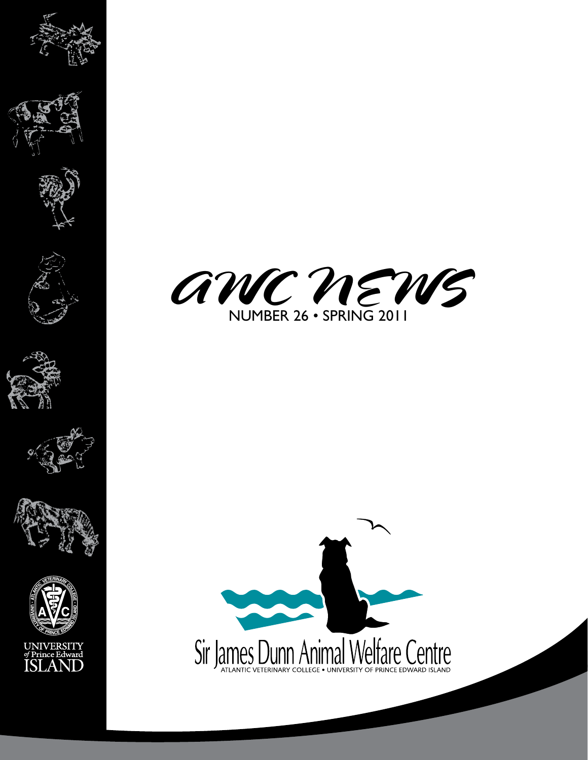# AWC NEWS

NUMBER 26 • SPRING 2011

UNIVERSITY *of* Prince Edward ISLAND

Sir James Dunn Animal Welfare Centre

ATLANTIC VETERINARY COLLEGE • UNIVERSITY OF PRINCE EDWARD ISLAND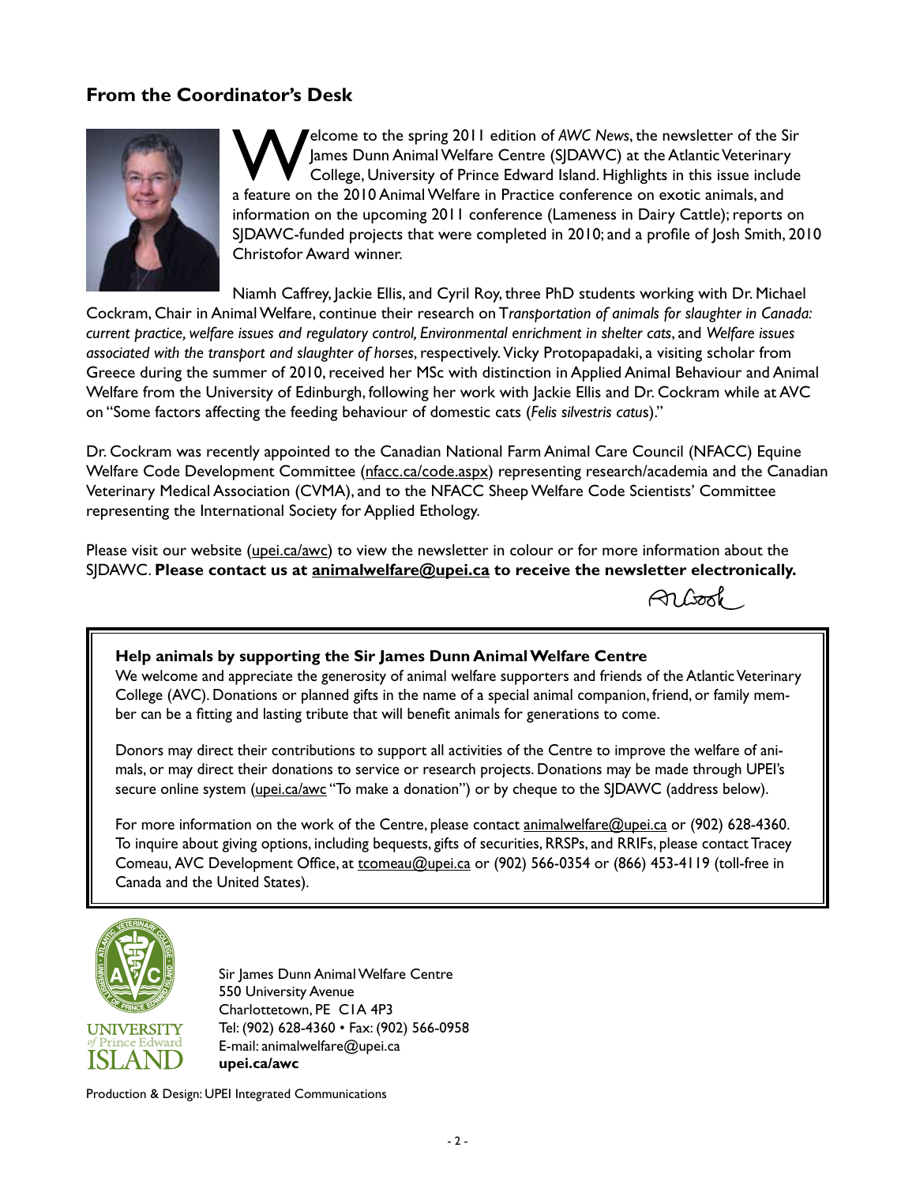## From the Coordinator's Desk

Welcome to the spring 2011 edition of *AWC News*, the newsletter of the Sir James Dunn Animal Welfare Centre (SJDAWC) at the Atlantic Veterinary College, University of Prince Edward Island. Highlights in this issue include a feature on the 2010 Animal Welfare in Practice conference on exotic animals, and information on the upcoming 2011 conference (Lameness in Dairy Cattle); reports on SJDAWC-funded projects that were completed in 2010; and a profile of Josh Smith, 2010 Christofor Award winner.

Niamh Caffrey, Jackie Ellis, and Cyril Roy, three PhD students working with Dr. Michael Cockram, Chair in Animal Welfare, continue their research on T*ransportation of animals for slaughter in Canada: current practice, welfare issues and regulatory control, Environmental enrichment in shelter cats*, and *Welfare issues associated with the transport and slaughter of horses*, respectively. Vicky Protopapadaki, a visiting scholar from Greece during the summer of 2010, received her MSc with distinction in Applied Animal Behaviour and Animal Welfare from the University of Edinburgh, following her work with Jackie Ellis and Dr. Cockram while at AVC on "Some factors affecting the feeding behaviour of domestic cats (*Felis silvestris catus*)."

Dr. Cockram was recently appointed to the Canadian National Farm Animal Care Council (NFACC) Equine Welfare Code Development Committee (nfacc.ca/code.aspx) representing research/academia and the Canadian Veterinary Medical Association (CVMA), and to the NFACC Sheep Welfare Code Scientists' Committee representing the International Society for Applied Ethology.

Please visit our website (upei.ca/awc) to view the newsletter in colour or for more information about the SJDAWC. **Please contact us at animalwelfare@upei.ca to receive the newsletter electronically.**

AnCook

**Help animals by supporting the Sir James Dunn Animal Welfare Centre**

We welcome and appreciate the generosity of animal welfare supporters and friends of the Atlantic Veterinary College (AVC). Donations or planned gifts in the name of a special animal companion, friend, or family member can be a fitting and lasting tribute that will benefit animals for generations to come.

Donors may direct their contributions to support all activities of the Centre to improve the welfare of animals, or may direct their donations to service or research projects. Donations may be made through UPEI's secure online system (upei.ca/awc "To make a donation") or by cheque to the SJDAWC (address below).

For more information on the work of the Centre, please contact animalwelfare@upei.ca or (902) 628-4360. To inquire about giving options, including bequests, gifts of securities, RRSPs, and RRIFs, please contact Tracey Comeau, AVC Development Office, at tcomeau@upei.ca or (902) 566-0354 or (866) 453-4119 (toll-free in Canada and the United States).

UNIVERSITY *of* Prince Edward ISLAND

Sir James Dunn Animal Welfare Centre
550 University Avenue
Charlottetown, PE C1A 4P3
Tel: (902) 628-4360 • Fax: (902) 566-0958
E-mail: animalwelfare@upei.ca
**upei.ca/awc**

Production & Design: UPEI Integrated Communications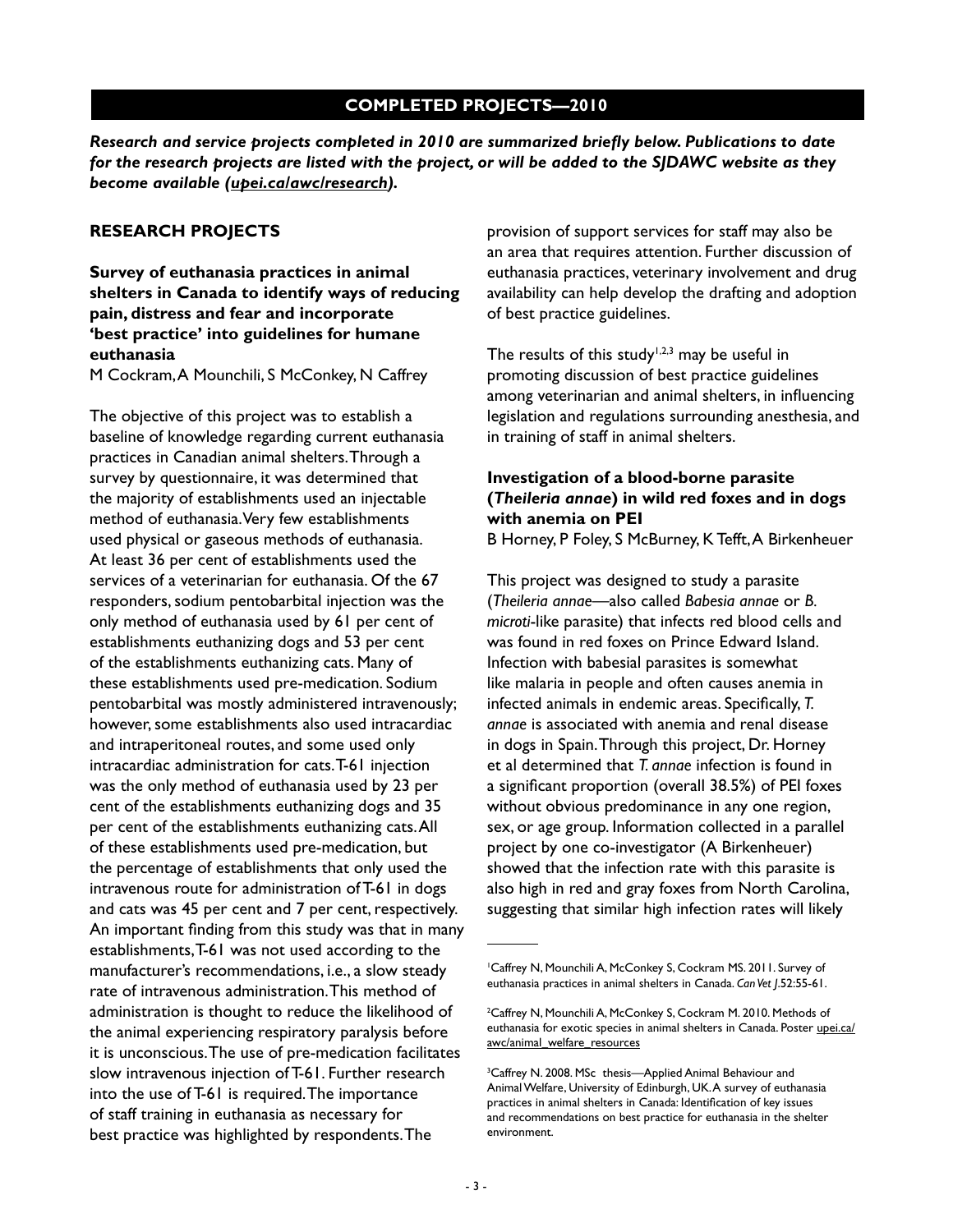## COMPLETED PROJECTS—2010

***Research and service projects completed in 2010 are summarized briefly below. Publications to date for the research projects are listed with the project, or will be added to the SJDAWC website as they become available (upei.ca/awc/research).***

### RESEARCH PROJECTS

**Survey of euthanasia practices in animal shelters in Canada to identify ways of reducing pain, distress and fear and incorporate 'best practice' into guidelines for humane euthanasia**

M Cockram, A Mounchili, S McConkey, N Caffrey

The objective of this project was to establish a baseline of knowledge regarding current euthanasia practices in Canadian animal shelters. Through a survey by questionnaire, it was determined that the majority of establishments used an injectable method of euthanasia. Very few establishments used physical or gaseous methods of euthanasia. At least 36 per cent of establishments used the services of a veterinarian for euthanasia. Of the 67 responders, sodium pentobarbital injection was the only method of euthanasia used by 61 per cent of establishments euthanizing dogs and 53 per cent of the establishments euthanizing cats. Many of these establishments used pre-medication. Sodium pentobarbital was mostly administered intravenously; however, some establishments also used intracardiac and intraperitoneal routes, and some used only intracardiac administration for cats. T-61 injection was the only method of euthanasia used by 23 per cent of the establishments euthanizing dogs and 35 per cent of the establishments euthanizing cats. All of these establishments used pre-medication, but the percentage of establishments that only used the intravenous route for administration of T-61 in dogs and cats was 45 per cent and 7 per cent, respectively. An important finding from this study was that in many establishments, T-61 was not used according to the manufacturer's recommendations, i.e., a slow steady rate of intravenous administration. This method of administration is thought to reduce the likelihood of the animal experiencing respiratory paralysis before it is unconscious. The use of pre-medication facilitates slow intravenous injection of T-61. Further research into the use of T-61 is required. The importance of staff training in euthanasia as necessary for best practice was highlighted by respondents. The provision of support services for staff may also be an area that requires attention. Further discussion of euthanasia practices, veterinary involvement and drug availability can help develop the drafting and adoption of best practice guidelines.

The results of this study[1,2,3] may be useful in promoting discussion of best practice guidelines among veterinarian and animal shelters, in influencing legislation and regulations surrounding anesthesia, and in training of staff in animal shelters.

**Investigation of a blood-borne parasite (*Theileria annae*) in wild red foxes and in dogs with anemia on PEI**

B Horney, P Foley, S McBurney, K Tefft, A Birkenheuer

This project was designed to study a parasite (*Theileria annae*—also called *Babesia annae* or *B. microti*-like parasite) that infects red blood cells and was found in red foxes on Prince Edward Island. Infection with babesial parasites is somewhat like malaria in people and often causes anemia in infected animals in endemic areas. Specifically, *T. annae* is associated with anemia and renal disease in dogs in Spain. Through this project, Dr. Horney et al determined that *T. annae* infection is found in a significant proportion (overall 38.5%) of PEI foxes without obvious predominance in any one region, sex, or age group. Information collected in a parallel project by one co-investigator (A Birkenheuer) showed that the infection rate with this parasite is also high in red and gray foxes from North Carolina, suggesting that similar high infection rates will likely

---

[1] Caffrey N, Mounchili A, McConkey S, Cockram MS. 2011. Survey of euthanasia practices in animal shelters in Canada. *Can Vet J*.52:55-61.

[2] Caffrey N, Mounchili A, McConkey S, Cockram M. 2010. Methods of euthanasia for exotic species in animal shelters in Canada. Poster upei.ca/awc/animal_welfare_resources

[3] Caffrey N. 2008. MSc thesis—Applied Animal Behaviour and Animal Welfare, University of Edinburgh, UK. A survey of euthanasia practices in animal shelters in Canada: Identification of key issues and recommendations on best practice for euthanasia in the shelter environment.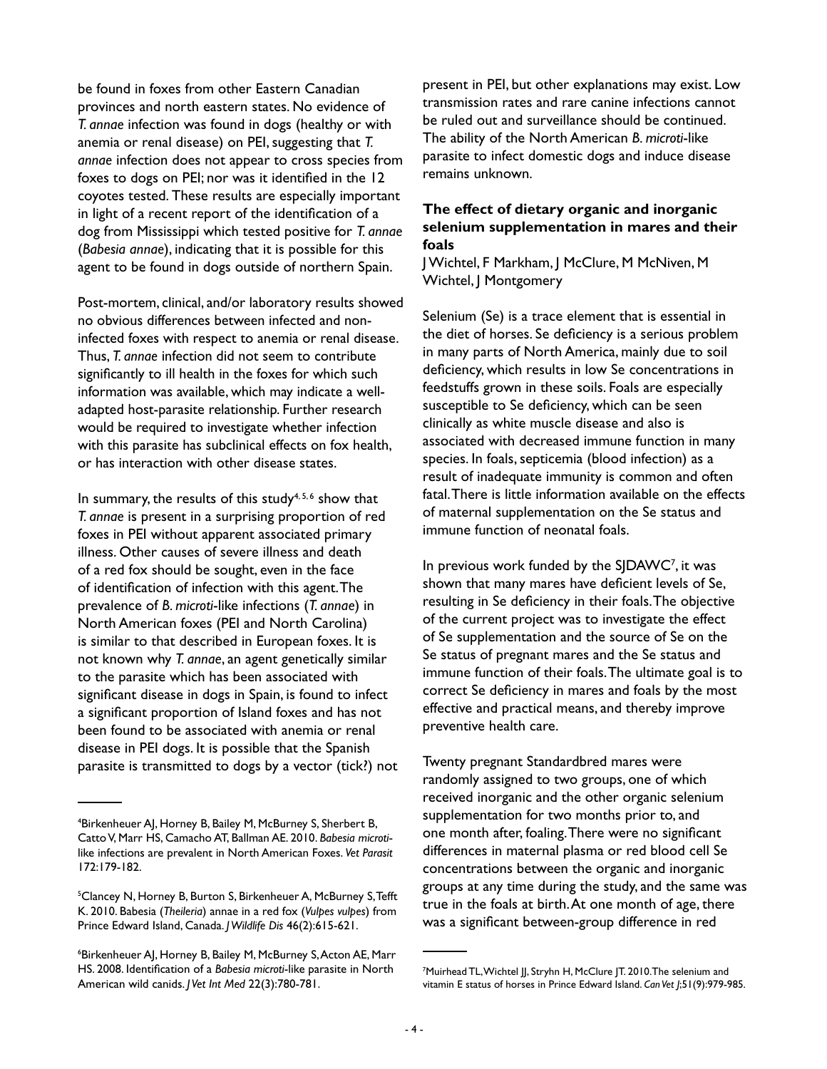be found in foxes from other Eastern Canadian provinces and north eastern states. No evidence of *T. annae* infection was found in dogs (healthy or with anemia or renal disease) on PEI, suggesting that *T. annae* infection does not appear to cross species from foxes to dogs on PEI; nor was it identified in the 12 coyotes tested. These results are especially important in light of a recent report of the identification of a dog from Mississippi which tested positive for *T. annae* (*Babesia annae*), indicating that it is possible for this agent to be found in dogs outside of northern Spain.

Post-mortem, clinical, and/or laboratory results showed no obvious differences between infected and non-infected foxes with respect to anemia or renal disease. Thus, *T. annae* infection did not seem to contribute significantly to ill health in the foxes for which such information was available, which may indicate a well-adapted host-parasite relationship. Further research would be required to investigate whether infection with this parasite has subclinical effects on fox health, or has interaction with other disease states.

In summary, the results of this study[4, 5, 6] show that *T. annae* is present in a surprising proportion of red foxes in PEI without apparent associated primary illness. Other causes of severe illness and death of a red fox should be sought, even in the face of identification of infection with this agent. The prevalence of *B. microti*-like infections (*T. annae*) in North American foxes (PEI and North Carolina) is similar to that described in European foxes. It is not known why *T. annae*, an agent genetically similar to the parasite which has been associated with significant disease in dogs in Spain, is found to infect a significant proportion of Island foxes and has not been found to be associated with anemia or renal disease in PEI dogs. It is possible that the Spanish parasite is transmitted to dogs by a vector (tick?) not present in PEI, but other explanations may exist. Low transmission rates and rare canine infections cannot be ruled out and surveillance should be continued. The ability of the North American *B. microti*-like parasite to infect domestic dogs and induce disease remains unknown.

### The effect of dietary organic and inorganic selenium supplementation in mares and their foals

J Wichtel, F Markham, J McClure, M McNiven, M Wichtel, J Montgomery

Selenium (Se) is a trace element that is essential in the diet of horses. Se deficiency is a serious problem in many parts of North America, mainly due to soil deficiency, which results in low Se concentrations in feedstuffs grown in these soils. Foals are especially susceptible to Se deficiency, which can be seen clinically as white muscle disease and also is associated with decreased immune function in many species. In foals, septicemia (blood infection) as a result of inadequate immunity is common and often fatal. There is little information available on the effects of maternal supplementation on the Se status and immune function of neonatal foals.

In previous work funded by the SJDAWC[7], it was shown that many mares have deficient levels of Se, resulting in Se deficiency in their foals. The objective of the current project was to investigate the effect of Se supplementation and the source of Se on the Se status of pregnant mares and the Se status and immune function of their foals. The ultimate goal is to correct Se deficiency in mares and foals by the most effective and practical means, and thereby improve preventive health care.

Twenty pregnant Standardbred mares were randomly assigned to two groups, one of which received inorganic and the other organic selenium supplementation for two months prior to, and one month after, foaling. There were no significant differences in maternal plasma or red blood cell Se concentrations between the organic and inorganic groups at any time during the study, and the same was true in the foals at birth. At one month of age, there was a significant between-group difference in red

---

[4] Birkenheuer AJ, Horney B, Bailey M, McBurney S, Sherbert B, Catto V, Marr HS, Camacho AT, Ballman AE. 2010. *Babesia microti*-like infections are prevalent in North American Foxes. *Vet Parasit* 172:179-182.

[5] Clancey N, Horney B, Burton S, Birkenheuer A, McBurney S, Tefft K. 2010. Babesia (*Theileria*) annae in a red fox (*Vulpes vulpes*) from Prince Edward Island, Canada. *J Wildlife Dis* 46(2):615-621.

[6] Birkenheuer AJ, Horney B, Bailey M, McBurney S, Acton AE, Marr HS. 2008. Identification of a *Babesia microti*-like parasite in North American wild canids. *J Vet Int Med* 22(3):780-781.

[7] Muirhead TL, Wichtel JJ, Stryhn H, McClure JT. 2010. The selenium and vitamin E status of horses in Prince Edward Island. *Can Vet J*;51(9):979-985.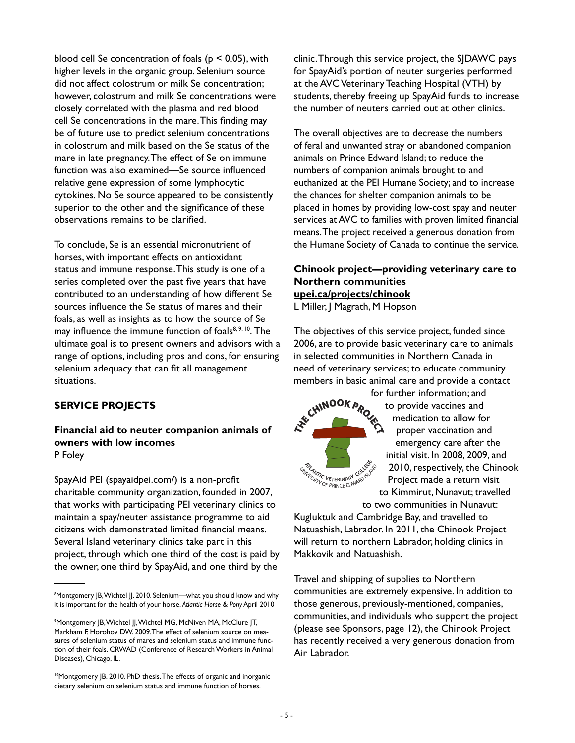blood cell Se concentration of foals ($p < 0.05$), with higher levels in the organic group. Selenium source did not affect colostrum or milk Se concentration; however, colostrum and milk Se concentrations were closely correlated with the plasma and red blood cell Se concentrations in the mare. This finding may be of future use to predict selenium concentrations in colostrum and milk based on the Se status of the mare in late pregnancy. The effect of Se on immune function was also examined—Se source influenced relative gene expression of some lymphocytic cytokines. No Se source appeared to be consistently superior to the other and the significance of these observations remains to be clarified.

To conclude, Se is an essential micronutrient of horses, with important effects on antioxidant status and immune response. This study is one of a series completed over the past five years that have contributed to an understanding of how different Se sources influence the Se status of mares and their foals, as well as insights as to how the source of Se may influence the immune function of foals[8, 9, 10]. The ultimate goal is to present owners and advisors with a range of options, including pros and cons, for ensuring selenium adequacy that can fit all management situations.

## SERVICE PROJECTS

### Financial aid to neuter companion animals of owners with low incomes

P Foley

SpayAid PEI (spayaidpei.com/) is a non-profit charitable community organization, founded in 2007, that works with participating PEI veterinary clinics to maintain a spay/neuter assistance programme to aid citizens with demonstrated limited financial means. Several Island veterinary clinics take part in this project, through which one third of the cost is paid by the owner, one third by SpayAid, and one third by the clinic. Through this service project, the SJDAWC pays for SpayAid's portion of neuter surgeries performed at the AVC Veterinary Teaching Hospital (VTH) by students, thereby freeing up SpayAid funds to increase the number of neuters carried out at other clinics.

The overall objectives are to decrease the numbers of feral and unwanted stray or abandoned companion animals on Prince Edward Island; to reduce the numbers of companion animals brought to and euthanized at the PEI Humane Society; and to increase the chances for shelter companion animals to be placed in homes by providing low-cost spay and neuter services at AVC to families with proven limited financial means. The project received a generous donation from the Humane Society of Canada to continue the service.

### Chinook project—providing veterinary care to Northern communities

**upei.ca/projects/chinook**

L Miller, J Magrath, M Hopson

The objectives of this service project, funded since 2006, are to provide basic veterinary care to animals in selected communities in Northern Canada in need of veterinary services; to educate community members in basic animal care and provide a contact for further information; and to provide vaccines and medication to allow for proper vaccination and emergency care after the initial visit. In 2008, 2009, and 2010, respectively, the Chinook Project made a return visit to Kimmirut, Nunavut; travelled to two communities in Nunavut: Kugluktuk and Cambridge Bay, and travelled to Natuashish, Labrador. In 2011, the Chinook Project will return to northern Labrador, holding clinics in Makkovik and Natuashish.

Travel and shipping of supplies to Northern communities are extremely expensive. In addition to those generous, previously-mentioned, companies, communities, and individuals who support the project (please see Sponsors, page 12), the Chinook Project has recently received a very generous donation from Air Labrador.

---

[8] Montgomery JB, Wichtel JJ. 2010. Selenium—what you should know and why it is important for the health of your horse. *Atlantic Horse & Pony* April 2010

[9] Montgomery JB, Wichtel JJ, Wichtel MG, McNiven MA, McClure JT, Markham F, Horohov DW. 2009. The effect of selenium source on measures of selenium status of mares and selenium status and immune function of their foals. CRWAD (Conference of Research Workers in Animal Diseases), Chicago, IL.

[10] Montgomery JB. 2010. PhD thesis. The effects of organic and inorganic dietary selenium on selenium status and immune function of horses.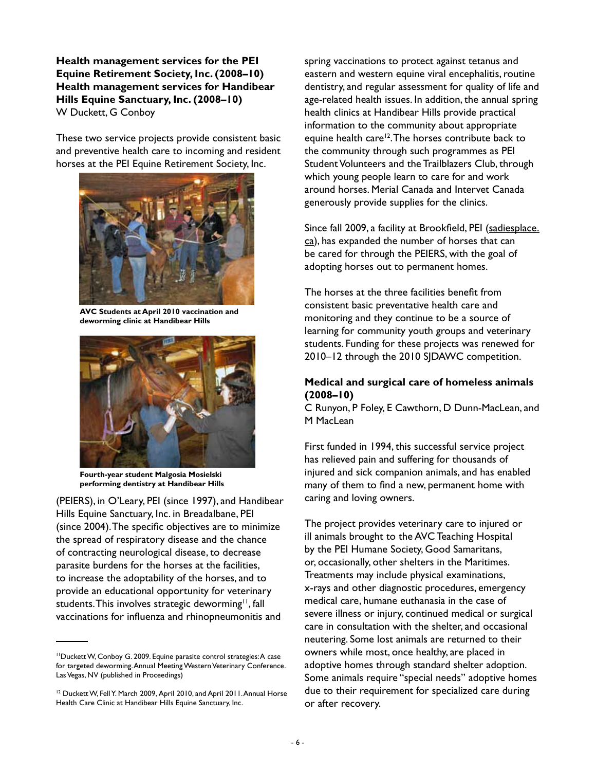**Health management services for the PEI Equine Retirement Society, Inc. (2008–10)**
**Health management services for Handibear Hills Equine Sanctuary, Inc. (2008–10)**
W Duckett, G Conboy

These two service projects provide consistent basic and preventive health care to incoming and resident horses at the PEI Equine Retirement Society, Inc. (PEIERS), in O'Leary, PEI (since 1997), and Handibear Hills Equine Sanctuary, Inc. in Breadalbane, PEI (since 2004). The specific objectives are to minimize the spread of respiratory disease and the chance of contracting neurological disease, to decrease parasite burdens for the horses at the facilities, to increase the adoptability of the horses, and to provide an educational opportunity for veterinary students. This involves strategic deworming[11], fall vaccinations for influenza and rhinopneumonitis and spring vaccinations to protect against tetanus and eastern and western equine viral encephalitis, routine dentistry, and regular assessment for quality of life and age-related health issues. In addition, the annual spring health clinics at Handibear Hills provide practical information to the community about appropriate equine health care[12]. The horses contribute back to the community through such programmes as PEI Student Volunteers and the Trailblazers Club, through which young people learn to care for and work around horses. Merial Canada and Intervet Canada generously provide supplies for the clinics.

**AVC Students at April 2010 vaccination and deworming clinic at Handibear Hills**

**Fourth-year student Malgosia Mosielski performing dentistry at Handibear Hills**

Since fall 2009, a facility at Brookfield, PEI (sadiesplace.ca), has expanded the number of horses that can be cared for through the PEIERS, with the goal of adopting horses out to permanent homes.

The horses at the three facilities benefit from consistent basic preventative health care and monitoring and they continue to be a source of learning for community youth groups and veterinary students. Funding for these projects was renewed for 2010–12 through the 2010 SJDAWC competition.

**Medical and surgical care of homeless animals (2008–10)**
C Runyon, P Foley, E Cawthorn, D Dunn-MacLean, and M MacLean

First funded in 1994, this successful service project has relieved pain and suffering for thousands of injured and sick companion animals, and has enabled many of them to find a new, permanent home with caring and loving owners.

The project provides veterinary care to injured or ill animals brought to the AVC Teaching Hospital by the PEI Humane Society, Good Samaritans, or, occasionally, other shelters in the Maritimes. Treatments may include physical examinations, x-rays and other diagnostic procedures, emergency medical care, humane euthanasia in the case of severe illness or injury, continued medical or surgical care in consultation with the shelter, and occasional neutering. Some lost animals are returned to their owners while most, once healthy, are placed in adoptive homes through standard shelter adoption. Some animals require "special needs" adoptive homes due to their requirement for specialized care during or after recovery.

---

[11] Duckett W, Conboy G. 2009. Equine parasite control strategies: A case for targeted deworming. Annual Meeting Western Veterinary Conference. Las Vegas, NV (published in Proceedings)

[12] Duckett W, Fell Y. March 2009, April 2010, and April 2011. Annual Horse Health Care Clinic at Handibear Hills Equine Sanctuary, Inc.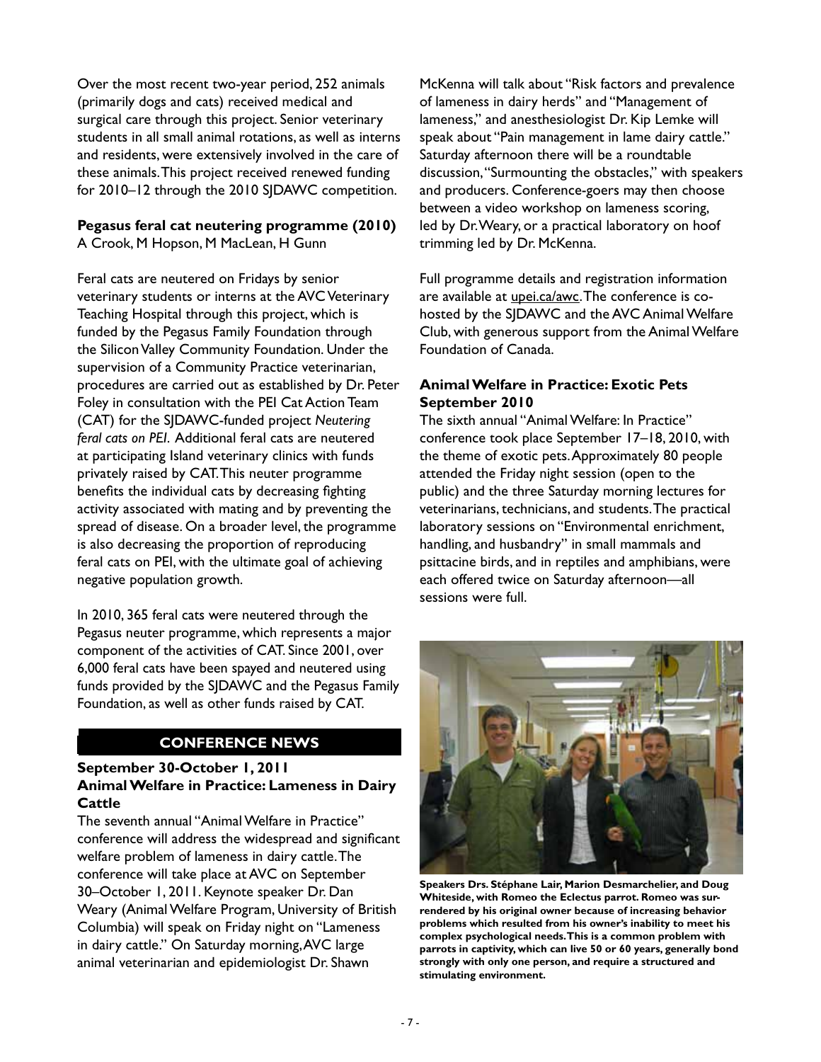Over the most recent two-year period, 252 animals (primarily dogs and cats) received medical and surgical care through this project. Senior veterinary students in all small animal rotations, as well as interns and residents, were extensively involved in the care of these animals. This project received renewed funding for 2010–12 through the 2010 SJDAWC competition.

**Pegasus feral cat neutering programme (2010)**
A Crook, M Hopson, M MacLean, H Gunn

Feral cats are neutered on Fridays by senior veterinary students or interns at the AVC Veterinary Teaching Hospital through this project, which is funded by the Pegasus Family Foundation through the Silicon Valley Community Foundation. Under the supervision of a Community Practice veterinarian, procedures are carried out as established by Dr. Peter Foley in consultation with the PEI Cat Action Team (CAT) for the SJDAWC-funded project *Neutering feral cats on PEI*. Additional feral cats are neutered at participating Island veterinary clinics with funds privately raised by CAT. This neuter programme benefits the individual cats by decreasing fighting activity associated with mating and by preventing the spread of disease. On a broader level, the programme is also decreasing the proportion of reproducing feral cats on PEI, with the ultimate goal of achieving negative population growth.

In 2010, 365 feral cats were neutered through the Pegasus neuter programme, which represents a major component of the activities of CAT. Since 2001, over 6,000 feral cats have been spayed and neutered using funds provided by the SJDAWC and the Pegasus Family Foundation, as well as other funds raised by CAT.

## CONFERENCE NEWS

### September 30-October 1, 2011
### Animal Welfare in Practice: Lameness in Dairy Cattle

The seventh annual "Animal Welfare in Practice" conference will address the widespread and significant welfare problem of lameness in dairy cattle. The conference will take place at AVC on September 30–October 1, 2011. Keynote speaker Dr. Dan Weary (Animal Welfare Program, University of British Columbia) will speak on Friday night on "Lameness in dairy cattle." On Saturday morning, AVC large animal veterinarian and epidemiologist Dr. Shawn McKenna will talk about "Risk factors and prevalence of lameness in dairy herds" and "Management of lameness," and anesthesiologist Dr. Kip Lemke will speak about "Pain management in lame dairy cattle." Saturday afternoon there will be a roundtable discussion, "Surmounting the obstacles," with speakers and producers. Conference-goers may then choose between a video workshop on lameness scoring, led by Dr. Weary, or a practical laboratory on hoof trimming led by Dr. McKenna.

Full programme details and registration information are available at upei.ca/awc. The conference is co-hosted by the SJDAWC and the AVC Animal Welfare Club, with generous support from the Animal Welfare Foundation of Canada.

### Animal Welfare in Practice: Exotic Pets September 2010

The sixth annual "Animal Welfare: In Practice" conference took place September 17–18, 2010, with the theme of exotic pets. Approximately 80 people attended the Friday night session (open to the public) and the three Saturday morning lectures for veterinarians, technicians, and students. The practical laboratory sessions on "Environmental enrichment, handling, and husbandry" in small mammals and psittacine birds, and in reptiles and amphibians, were each offered twice on Saturday afternoon—all sessions were full.

**Speakers Drs. Stéphane Lair, Marion Desmarchelier, and Doug Whiteside, with Romeo the Eclectus parrot. Romeo was surrendered by his original owner because of increasing behavior problems which resulted from his owner's inability to meet his complex psychological needs. This is a common problem with parrots in captivity, which can live 50 or 60 years, generally bond strongly with only one person, and require a structured and stimulating environment.**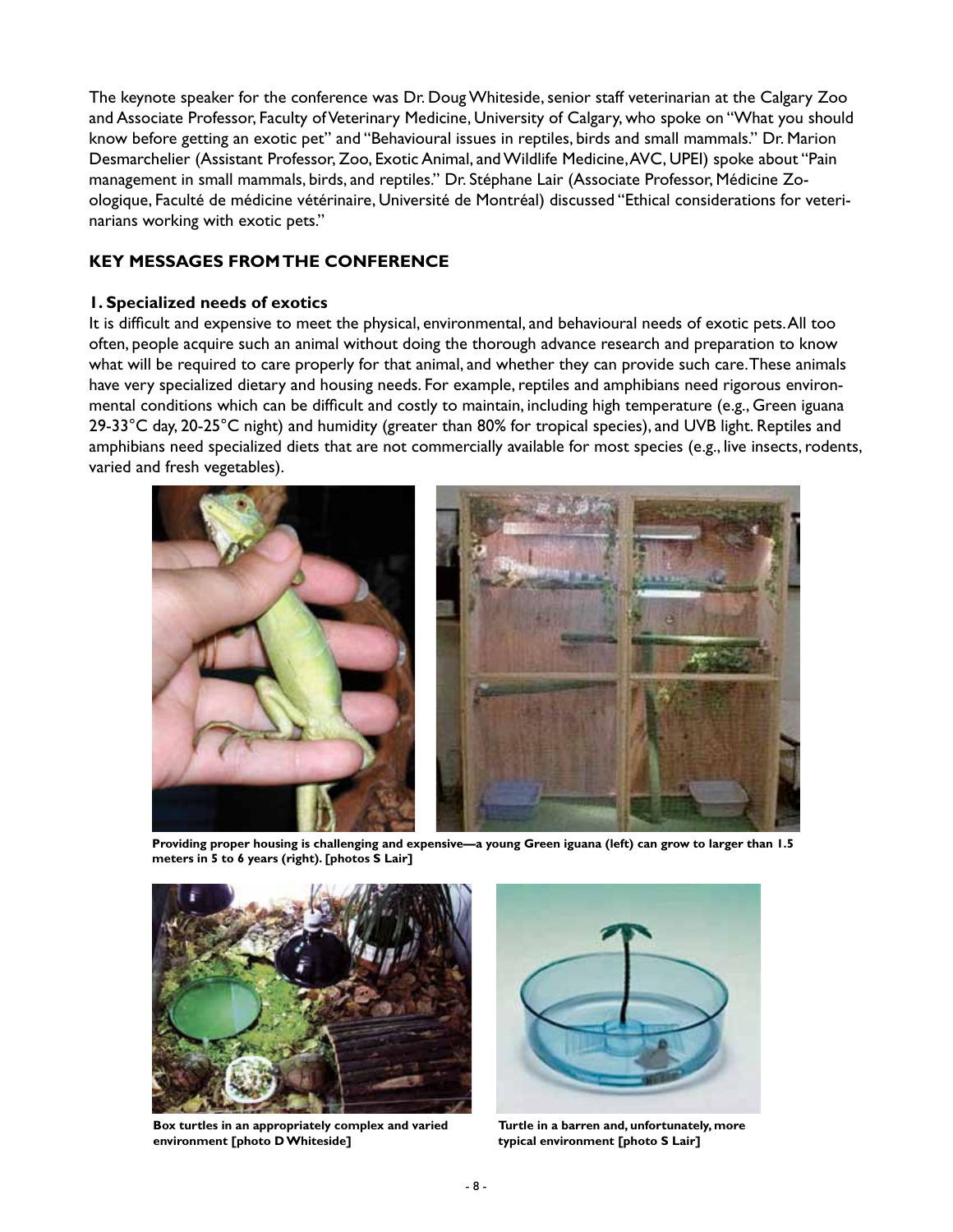The keynote speaker for the conference was Dr. Doug Whiteside, senior staff veterinarian at the Calgary Zoo and Associate Professor, Faculty of Veterinary Medicine, University of Calgary, who spoke on "What you should know before getting an exotic pet" and "Behavioural issues in reptiles, birds and small mammals." Dr. Marion Desmarchelier (Assistant Professor, Zoo, Exotic Animal, and Wildlife Medicine, AVC, UPEI) spoke about "Pain management in small mammals, birds, and reptiles." Dr. Stéphane Lair (Associate Professor, Médicine Zoologique, Faculté de médicine vétérinaire, Université de Montréal) discussed "Ethical considerations for veterinarians working with exotic pets."

## KEY MESSAGES FROM THE CONFERENCE

### 1. Specialized needs of exotics

It is difficult and expensive to meet the physical, environmental, and behavioural needs of exotic pets. All too often, people acquire such an animal without doing the thorough advance research and preparation to know what will be required to care properly for that animal, and whether they can provide such care. These animals have very specialized dietary and housing needs. For example, reptiles and amphibians need rigorous environmental conditions which can be difficult and costly to maintain, including high temperature (e.g., Green iguana 29-33°C day, 20-25°C night) and humidity (greater than 80% for tropical species), and UVB light. Reptiles and amphibians need specialized diets that are not commercially available for most species (e.g., live insects, rodents, varied and fresh vegetables).

**Providing proper housing is challenging and expensive—a young Green iguana (left) can grow to larger than 1.5 meters in 5 to 6 years (right). [photos S Lair]**

**Box turtles in an appropriately complex and varied environment [photo D Whiteside]**

**Turtle in a barren and, unfortunately, more typical environment [photo S Lair]**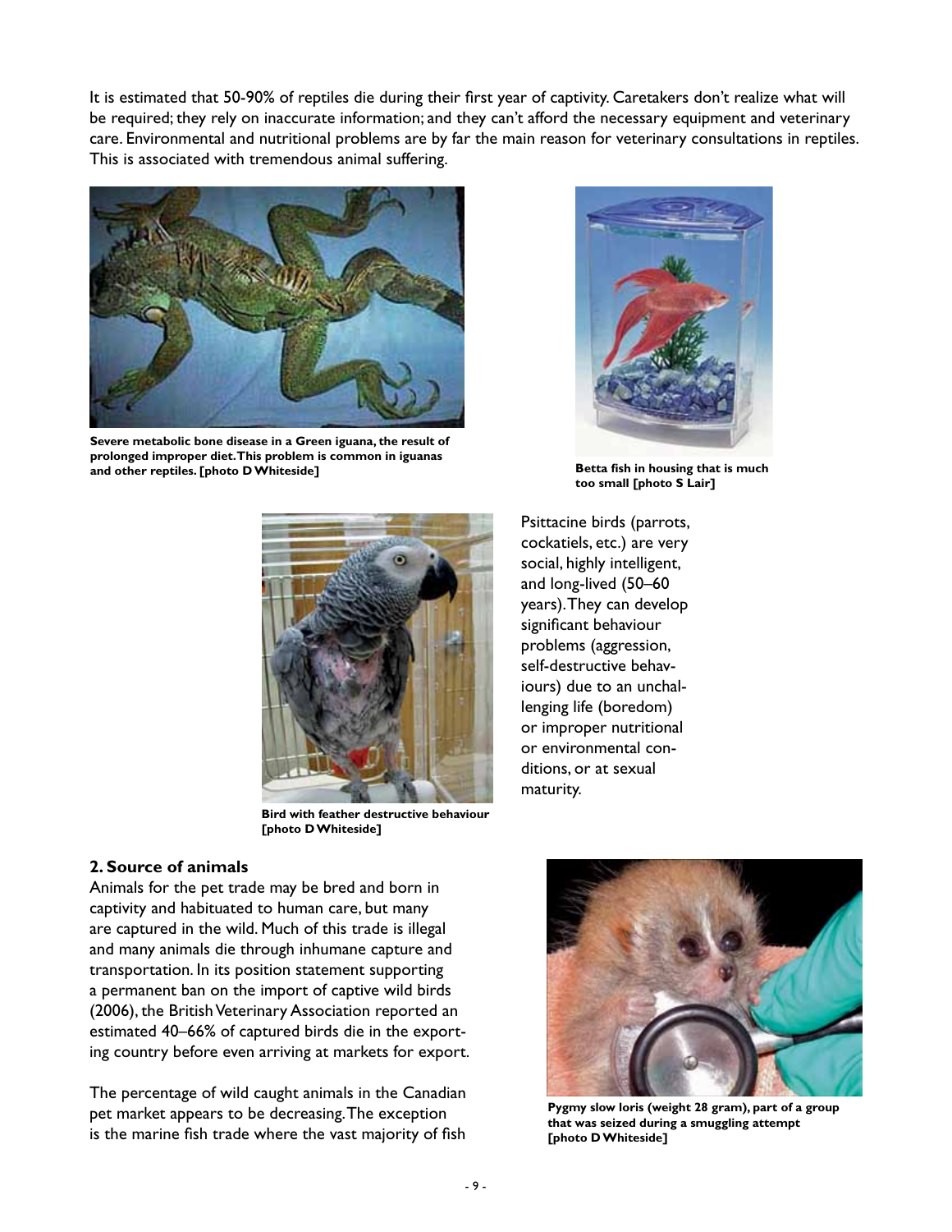It is estimated that 50-90% of reptiles die during their first year of captivity. Caretakers don't realize what will be required; they rely on inaccurate information; and they can't afford the necessary equipment and veterinary care. Environmental and nutritional problems are by far the main reason for veterinary consultations in reptiles. This is associated with tremendous animal suffering.

**Severe metabolic bone disease in a Green iguana, the result of prolonged improper diet. This problem is common in iguanas and other reptiles. [photo D Whiteside]**

**Betta fish in housing that is much too small [photo S Lair]**

Psittacine birds (parrots, cockatiels, etc.) are very social, highly intelligent, and long-lived (50–60 years). They can develop significant behaviour problems (aggression, self-destructive behaviours) due to an unchallenging life (boredom) or improper nutritional or environmental conditions, or at sexual maturity.

**Bird with feather destructive behaviour [photo D Whiteside]**

## 2. Source of animals

Animals for the pet trade may be bred and born in captivity and habituated to human care, but many are captured in the wild. Much of this trade is illegal and many animals die through inhumane capture and transportation. In its position statement supporting a permanent ban on the import of captive wild birds (2006), the British Veterinary Association reported an estimated 40–66% of captured birds die in the exporting country before even arriving at markets for export.

The percentage of wild caught animals in the Canadian pet market appears to be decreasing. The exception is the marine fish trade where the vast majority of fish

**Pygmy slow loris (weight 28 gram), part of a group that was seized during a smuggling attempt [photo D Whiteside]**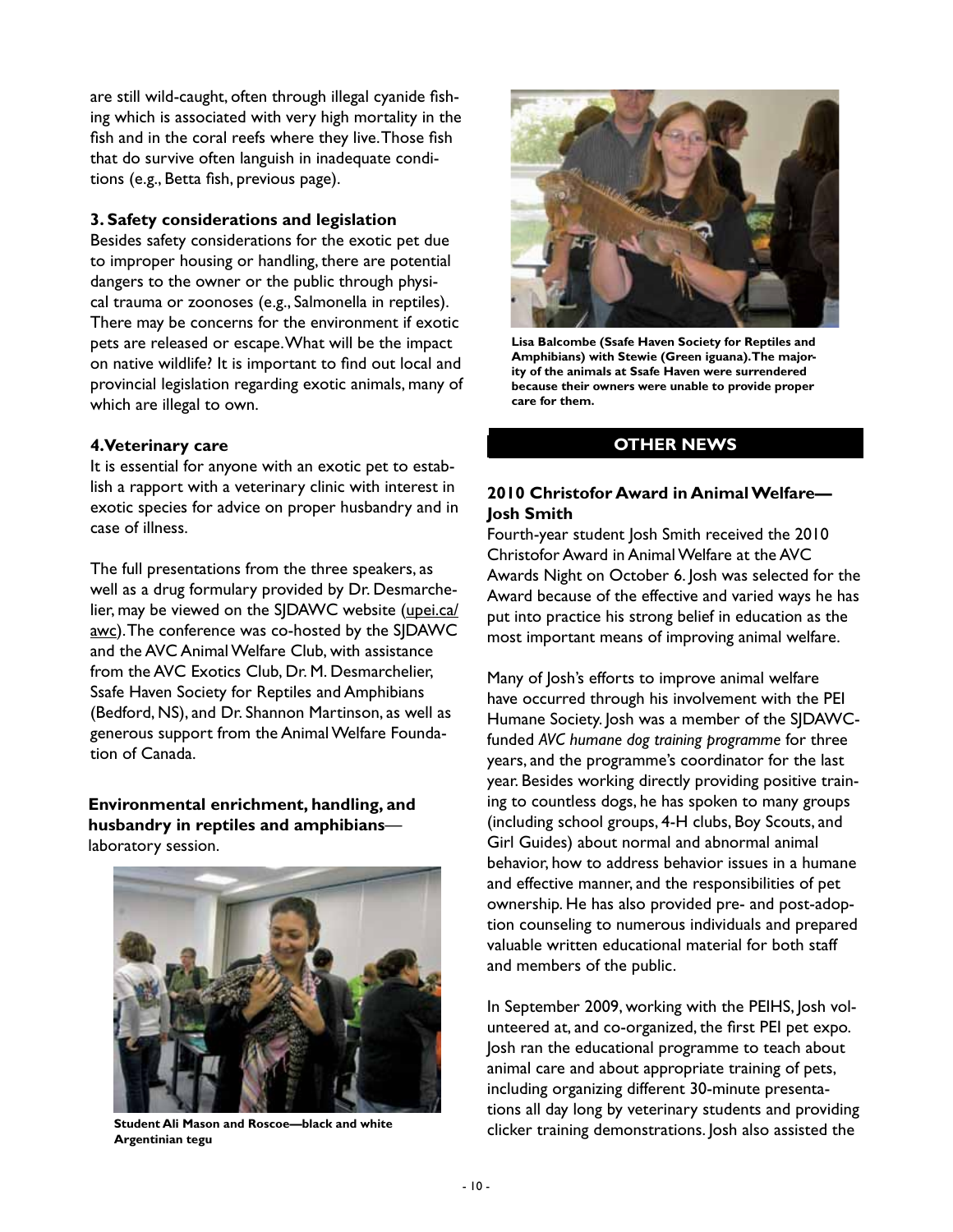are still wild-caught, often through illegal cyanide fishing which is associated with very high mortality in the fish and in the coral reefs where they live. Those fish that do survive often languish in inadequate conditions (e.g., Betta fish, previous page).

**3. Safety considerations and legislation**

Besides safety considerations for the exotic pet due to improper housing or handling, there are potential dangers to the owner or the public through physical trauma or zoonoses (e.g., Salmonella in reptiles). There may be concerns for the environment if exotic pets are released or escape. What will be the impact on native wildlife? It is important to find out local and provincial legislation regarding exotic animals, many of which are illegal to own.

**4. Veterinary care**

It is essential for anyone with an exotic pet to establish a rapport with a veterinary clinic with interest in exotic species for advice on proper husbandry and in case of illness.

The full presentations from the three speakers, as well as a drug formulary provided by Dr. Desmarchelier, may be viewed on the SJDAWC website (upei.ca/awc). The conference was co-hosted by the SJDAWC and the AVC Animal Welfare Club, with assistance from the AVC Exotics Club, Dr. M. Desmarchelier, Ssafe Haven Society for Reptiles and Amphibians (Bedford, NS), and Dr. Shannon Martinson, as well as generous support from the Animal Welfare Foundation of Canada.

**Environmental enrichment, handling, and husbandry in reptiles and amphibians**—laboratory session.

**Student Ali Mason and Roscoe—black and white Argentinian tegu**

**Lisa Balcombe (Ssafe Haven Society for Reptiles and Amphibians) with Stewie (Green iguana). The majority of the animals at Ssafe Haven were surrendered because their owners were unable to provide proper care for them.**

## OTHER NEWS

### 2010 Christofor Award in Animal Welfare—Josh Smith

Fourth-year student Josh Smith received the 2010 Christofor Award in Animal Welfare at the AVC Awards Night on October 6. Josh was selected for the Award because of the effective and varied ways he has put into practice his strong belief in education as the most important means of improving animal welfare.

Many of Josh's efforts to improve animal welfare have occurred through his involvement with the PEI Humane Society. Josh was a member of the SJDAWC-funded *AVC humane dog training programme* for three years, and the programme's coordinator for the last year. Besides working directly providing positive training to countless dogs, he has spoken to many groups (including school groups, 4-H clubs, Boy Scouts, and Girl Guides) about normal and abnormal animal behavior, how to address behavior issues in a humane and effective manner, and the responsibilities of pet ownership. He has also provided pre- and post-adoption counseling to numerous individuals and prepared valuable written educational material for both staff and members of the public.

In September 2009, working with the PEIHS, Josh volunteered at, and co-organized, the first PEI pet expo. Josh ran the educational programme to teach about animal care and about appropriate training of pets, including organizing different 30-minute presentations all day long by veterinary students and providing clicker training demonstrations. Josh also assisted the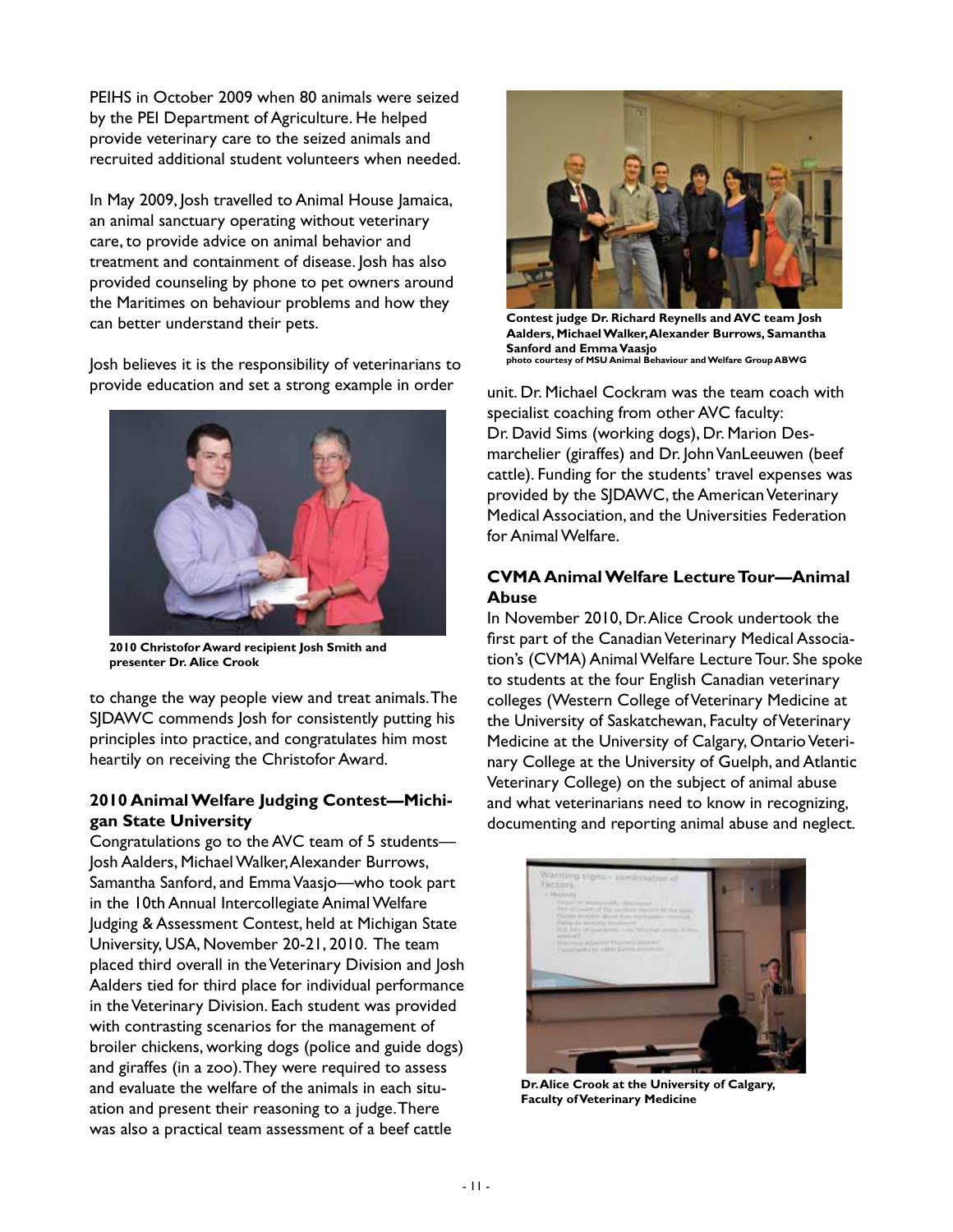PEIHS in October 2009 when 80 animals were seized by the PEI Department of Agriculture. He helped provide veterinary care to the seized animals and recruited additional student volunteers when needed.

In May 2009, Josh travelled to Animal House Jamaica, an animal sanctuary operating without veterinary care, to provide advice on animal behavior and treatment and containment of disease. Josh has also provided counseling by phone to pet owners around the Maritimes on behaviour problems and how they can better understand their pets.

Josh believes it is the responsibility of veterinarians to provide education and set a strong example in order to change the way people view and treat animals. The SJDAWC commends Josh for consistently putting his principles into practice, and congratulates him most heartily on receiving the Christofor Award.

**2010 Christofor Award recipient Josh Smith and presenter Dr. Alice Crook**

### 2010 Animal Welfare Judging Contest—Michigan State University

Congratulations go to the AVC team of 5 students—Josh Aalders, Michael Walker, Alexander Burrows, Samantha Sanford, and Emma Vaasjo—who took part in the 10th Annual Intercollegiate Animal Welfare Judging & Assessment Contest, held at Michigan State University, USA, November 20-21, 2010. The team placed third overall in the Veterinary Division and Josh Aalders tied for third place for individual performance in the Veterinary Division. Each student was provided with contrasting scenarios for the management of broiler chickens, working dogs (police and guide dogs) and giraffes (in a zoo). They were required to assess and evaluate the welfare of the animals in each situation and present their reasoning to a judge. There was also a practical team assessment of a beef cattle unit. Dr. Michael Cockram was the team coach with specialist coaching from other AVC faculty: Dr. David Sims (working dogs), Dr. Marion Desmarchelier (giraffes) and Dr. John VanLeeuwen (beef cattle). Funding for the students' travel expenses was provided by the SJDAWC, the American Veterinary Medical Association, and the Universities Federation for Animal Welfare.

**Contest judge Dr. Richard Reynells and AVC team Josh Aalders, Michael Walker, Alexander Burrows, Samantha Sanford and Emma Vaasjo**
**photo courtesy of MSU Animal Behaviour and Welfare Group ABWG**

### CVMA Animal Welfare Lecture Tour—Animal Abuse

In November 2010, Dr. Alice Crook undertook the first part of the Canadian Veterinary Medical Association's (CVMA) Animal Welfare Lecture Tour. She spoke to students at the four English Canadian veterinary colleges (Western College of Veterinary Medicine at the University of Saskatchewan, Faculty of Veterinary Medicine at the University of Calgary, Ontario Veterinary College at the University of Guelph, and Atlantic Veterinary College) on the subject of animal abuse and what veterinarians need to know in recognizing, documenting and reporting animal abuse and neglect.

**Dr. Alice Crook at the University of Calgary, Faculty of Veterinary Medicine**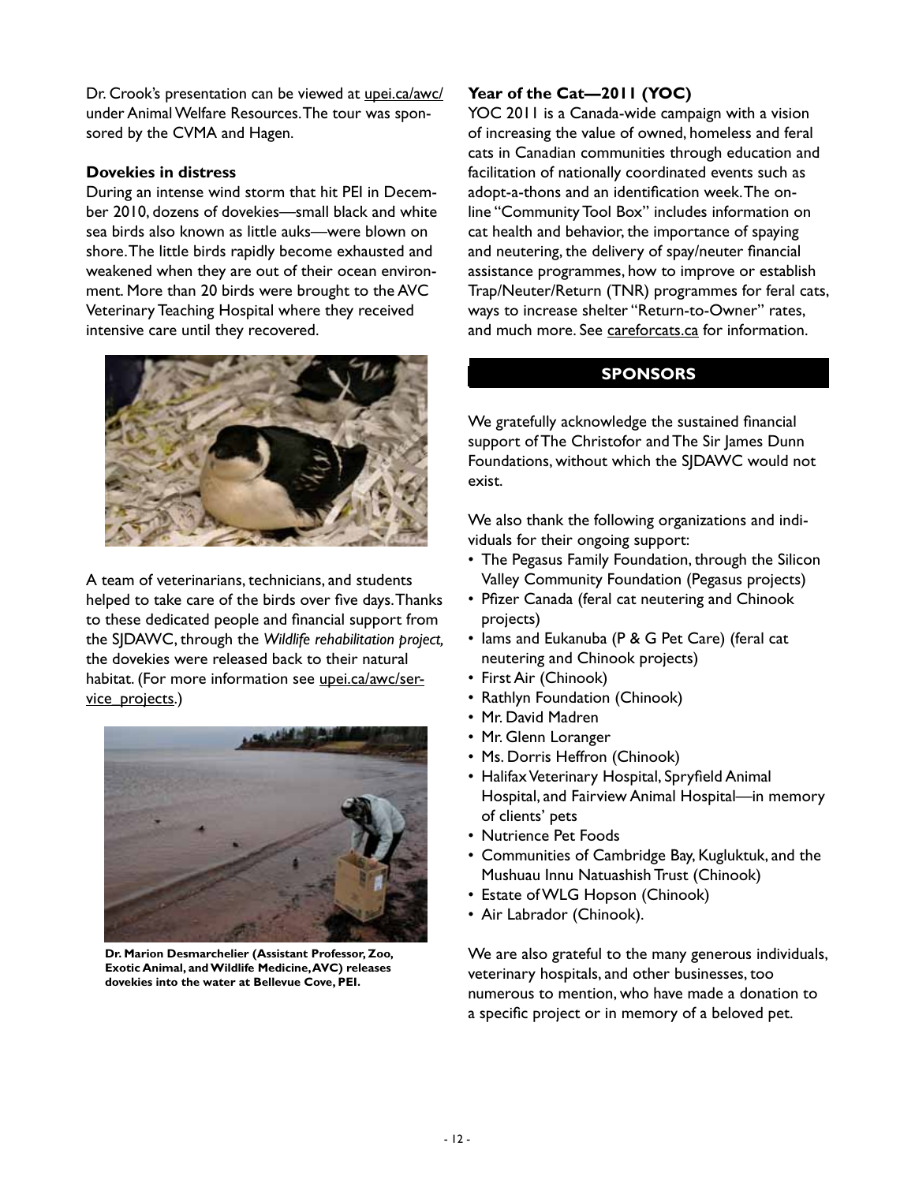Dr. Crook's presentation can be viewed at upei.ca/awc/ under Animal Welfare Resources. The tour was sponsored by the CVMA and Hagen.

**Dovekies in distress**

During an intense wind storm that hit PEI in December 2010, dozens of dovekies—small black and white sea birds also known as little auks—were blown on shore. The little birds rapidly become exhausted and weakened when they are out of their ocean environment. More than 20 birds were brought to the AVC Veterinary Teaching Hospital where they received intensive care until they recovered.

A team of veterinarians, technicians, and students helped to take care of the birds over five days. Thanks to these dedicated people and financial support from the SJDAWC, through the *Wildlife rehabilitation project,* the dovekies were released back to their natural habitat. (For more information see upei.ca/awc/service_projects.)

**Dr. Marion Desmarchelier (Assistant Professor, Zoo, Exotic Animal, and Wildlife Medicine, AVC) releases dovekies into the water at Bellevue Cove, PEI.**

**Year of the Cat—2011 (YOC)**

YOC 2011 is a Canada-wide campaign with a vision of increasing the value of owned, homeless and feral cats in Canadian communities through education and facilitation of nationally coordinated events such as adopt-a-thons and an identification week. The online "Community Tool Box" includes information on cat health and behavior, the importance of spaying and neutering, the delivery of spay/neuter financial assistance programmes, how to improve or establish Trap/Neuter/Return (TNR) programmes for feral cats, ways to increase shelter "Return-to-Owner" rates, and much more. See careforcats.ca for information.

## SPONSORS

We gratefully acknowledge the sustained financial support of The Christofor and The Sir James Dunn Foundations, without which the SJDAWC would not exist.

We also thank the following organizations and individuals for their ongoing support:

- The Pegasus Family Foundation, through the Silicon Valley Community Foundation (Pegasus projects)
- Pfizer Canada (feral cat neutering and Chinook projects)
- Iams and Eukanuba (P & G Pet Care) (feral cat neutering and Chinook projects)
- First Air (Chinook)
- Rathlyn Foundation (Chinook)
- Mr. David Madren
- Mr. Glenn Loranger
- Ms. Dorris Heffron (Chinook)
- Halifax Veterinary Hospital, Spryfield Animal Hospital, and Fairview Animal Hospital—in memory of clients' pets
- Nutrience Pet Foods
- Communities of Cambridge Bay, Kugluktuk, and the Mushuau Innu Natuashish Trust (Chinook)
- Estate of WLG Hopson (Chinook)
- Air Labrador (Chinook).

We are also grateful to the many generous individuals, veterinary hospitals, and other businesses, too numerous to mention, who have made a donation to a specific project or in memory of a beloved pet.